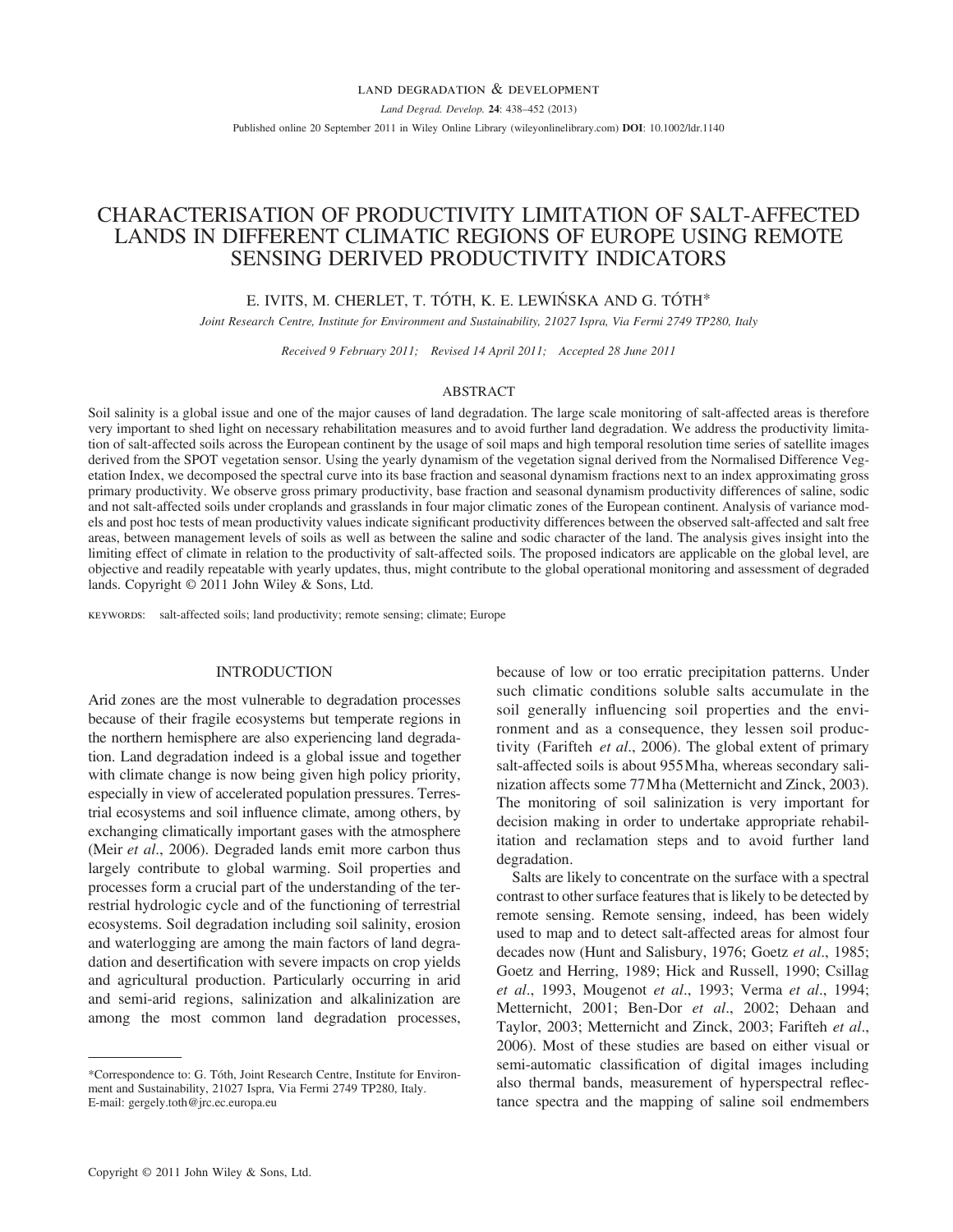# CHARACTERISATION OF PRODUCTIVITY LIMITATION OF SALT-AFFECTED LANDS IN DIFFERENT CLIMATIC REGIONS OF EUROPE USING REMOTE SENSING DERIVED PRODUCTIVITY INDICATORS

E. IVITS, M. CHERLET, T. TÓTH, K. E. LEWIŃSKA AND G. TÓTH*

*Joint Research Centre, Institute for Environment and Sustainability, 21027 Ispra, Via Fermi 2749 TP280, Italy*

*Received 9 February 2011; Revised 14 April 2011; Accepted 28 June 2011*

## ABSTRACT

Soil salinity is a global issue and one of the major causes of land degradation. The large scale monitoring of salt-affected areas is therefore very important to shed light on necessary rehabilitation measures and to avoid further land degradation. We address the productivity limitation of salt-affected soils across the European continent by the usage of soil maps and high temporal resolution time series of satellite images derived from the SPOT vegetation sensor. Using the yearly dynamism of the vegetation signal derived from the Normalised Difference Vegetation Index, we decomposed the spectral curve into its base fraction and seasonal dynamism fractions next to an index approximating gross primary productivity. We observe gross primary productivity, base fraction and seasonal dynamism productivity differences of saline, sodic and not salt-affected soils under croplands and grasslands in four major climatic zones of the European continent. Analysis of variance models and post hoc tests of mean productivity values indicate significant productivity differences between the observed salt-affected and salt free areas, between management levels of soils as well as between the saline and sodic character of the land. The analysis gives insight into the limiting effect of climate in relation to the productivity of salt-affected soils. The proposed indicators are applicable on the global level, are objective and readily repeatable with yearly updates, thus, might contribute to the global operational monitoring and assessment of degraded lands. Copyright © 2011 John Wiley & Sons, Ltd.

KEYWORDS: salt-affected soils; land productivity; remote sensing; climate; Europe

## INTRODUCTION

Arid zones are the most vulnerable to degradation processes because of their fragile ecosystems but temperate regions in the northern hemisphere are also experiencing land degradation. Land degradation indeed is a global issue and together with climate change is now being given high policy priority, especially in view of accelerated population pressures. Terrestrial ecosystems and soil influence climate, among others, by exchanging climatically important gases with the atmosphere (Meir *et al*., 2006). Degraded lands emit more carbon thus largely contribute to global warming. Soil properties and processes form a crucial part of the understanding of the terrestrial hydrologic cycle and of the functioning of terrestrial ecosystems. Soil degradation including soil salinity, erosion and waterlogging are among the main factors of land degradation and desertification with severe impacts on crop yields and agricultural production. Particularly occurring in arid and semi-arid regions, salinization and alkalinization are among the most common land degradation processes, because of low or too erratic precipitation patterns. Under such climatic conditions soluble salts accumulate in the soil generally influencing soil properties and the environment and as a consequence, they lessen soil productivity (Farifteh *et al*., 2006). The global extent of primary salt-affected soils is about 955 Mha, whereas secondary salinization affects some 77 Mha (Metternicht and Zinck, 2003). The monitoring of soil salinization is very important for decision making in order to undertake appropriate rehabilitation and reclamation steps and to avoid further land degradation.

Salts are likely to concentrate on the surface with a spectral contrast to other surface features that is likely to be detected by remote sensing. Remote sensing, indeed, has been widely used to map and to detect salt-affected areas for almost four decades now (Hunt and Salisbury, 1976; Goetz *et al*., 1985; Goetz and Herring, 1989; Hick and Russell, 1990; Csillag *et al*., 1993, Mougenot *et al*., 1993; Verma *et al*., 1994; Metternicht, 2001; Ben-Dor *et al*., 2002; Dehaan and Taylor, 2003; Metternicht and Zinck, 2003; Farifteh *et al*., 2006). Most of these studies are based on either visual or semi-automatic classification of digital images including also thermal bands, measurement of hyperspectral reflectance spectra and the mapping of saline soil endmembers

*Correspondence to: G. Tóth, Joint Research Centre, Institute for Environment and Sustainability, 21027 Ispra, Via Fermi 2749 TP280, Italy. E-mail: gergely.toth@jrc.ec.europa.eu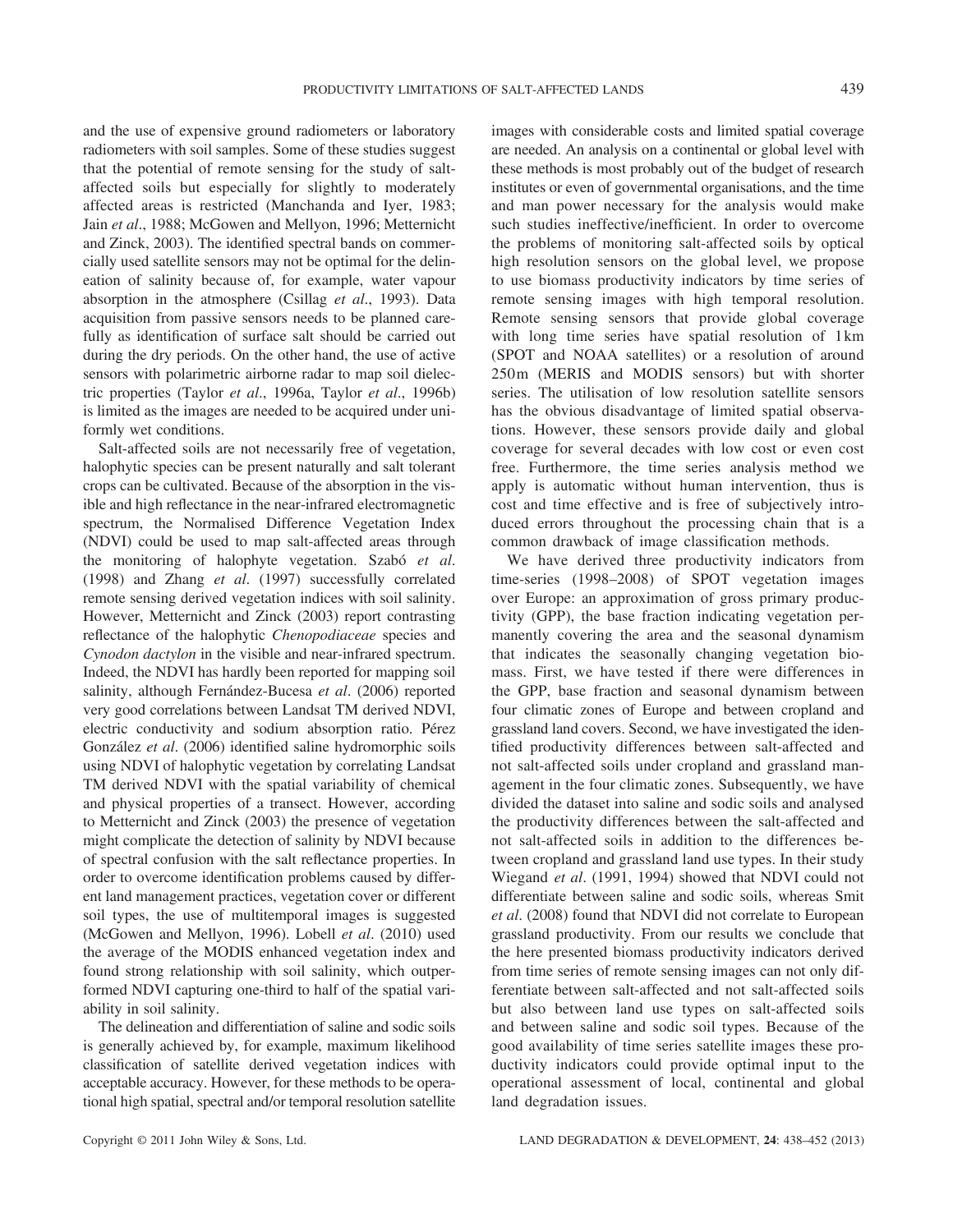and the use of expensive ground radiometers or laboratory radiometers with soil samples. Some of these studies suggest that the potential of remote sensing for the study of salt-affected soils but especially for slightly to moderately affected areas is restricted (Manchanda and Iyer, 1983; Jain *et al*., 1988; McGowen and Mellyon, 1996; Metternicht and Zinck, 2003). The identified spectral bands on commercially used satellite sensors may not be optimal for the delineation of salinity because of, for example, water vapour absorption in the atmosphere (Csillag *et al*., 1993). Data acquisition from passive sensors needs to be planned carefully as identification of surface salt should be carried out during the dry periods. On the other hand, the use of active sensors with polarimetric airborne radar to map soil dielectric properties (Taylor *et al*., 1996a, Taylor *et al*., 1996b) is limited as the images are needed to be acquired under uniformly wet conditions.

Salt-affected soils are not necessarily free of vegetation, halophytic species can be present naturally and salt tolerant crops can be cultivated. Because of the absorption in the visible and high reflectance in the near-infrared electromagnetic spectrum, the Normalised Difference Vegetation Index (NDVI) could be used to map salt-affected areas through the monitoring of halophyte vegetation. Szabó *et al*. (1998) and Zhang *et al*. (1997) successfully correlated remote sensing derived vegetation indices with soil salinity. However, Metternicht and Zinck (2003) report contrasting reflectance of the halophytic *Chenopodiaceae* species and *Cynodon dactylon* in the visible and near-infrared spectrum. Indeed, the NDVI has hardly been reported for mapping soil salinity, although Fernández-Bucesa *et al*. (2006) reported very good correlations between Landsat TM derived NDVI, electric conductivity and sodium absorption ratio. Pérez González *et al*. (2006) identified saline hydromorphic soils using NDVI of halophytic vegetation by correlating Landsat TM derived NDVI with the spatial variability of chemical and physical properties of a transect. However, according to Metternicht and Zinck (2003) the presence of vegetation might complicate the detection of salinity by NDVI because of spectral confusion with the salt reflectance properties. In order to overcome identification problems caused by different land management practices, vegetation cover or different soil types, the use of multitemporal images is suggested (McGowen and Mellyon, 1996). Lobell *et al*. (2010) used the average of the MODIS enhanced vegetation index and found strong relationship with soil salinity, which outperformed NDVI capturing one-third to half of the spatial variability in soil salinity.

The delineation and differentiation of saline and sodic soils is generally achieved by, for example, maximum likelihood classification of satellite derived vegetation indices with acceptable accuracy. However, for these methods to be operational high spatial, spectral and/or temporal resolution satellite images with considerable costs and limited spatial coverage are needed. An analysis on a continental or global level with these methods is most probably out of the budget of research institutes or even of governmental organisations, and the time and man power necessary for the analysis would make such studies ineffective/inefficient. In order to overcome the problems of monitoring salt-affected soils by optical high resolution sensors on the global level, we propose to use biomass productivity indicators by time series of remote sensing images with high temporal resolution. Remote sensing sensors that provide global coverage with long time series have spatial resolution of 1 km (SPOT and NOAA satellites) or a resolution of around 250 m (MERIS and MODIS sensors) but with shorter series. The utilisation of low resolution satellite sensors has the obvious disadvantage of limited spatial observations. However, these sensors provide daily and global coverage for several decades with low cost or even cost free. Furthermore, the time series analysis method we apply is automatic without human intervention, thus is cost and time effective and is free of subjectively introduced errors throughout the processing chain that is a common drawback of image classification methods.

We have derived three productivity indicators from time-series (1998–2008) of SPOT vegetation images over Europe: an approximation of gross primary productivity (GPP), the base fraction indicating vegetation permanently covering the area and the seasonal dynamism that indicates the seasonally changing vegetation biomass. First, we have tested if there were differences in the GPP, base fraction and seasonal dynamism between four climatic zones of Europe and between cropland and grassland land covers. Second, we have investigated the identified productivity differences between salt-affected and not salt-affected soils under cropland and grassland management in the four climatic zones. Subsequently, we have divided the dataset into saline and sodic soils and analysed the productivity differences between the salt-affected and not salt-affected soils in addition to the differences between cropland and grassland land use types. In their study Wiegand *et al*. (1991, 1994) showed that NDVI could not differentiate between saline and sodic soils, whereas Smit *et al*. (2008) found that NDVI did not correlate to European grassland productivity. From our results we conclude that the here presented biomass productivity indicators derived from time series of remote sensing images can not only differentiate between salt-affected and not salt-affected soils but also between land use types on salt-affected soils and between saline and sodic soil types. Because of the good availability of time series satellite images these productivity indicators could provide optimal input to the operational assessment of local, continental and global land degradation issues.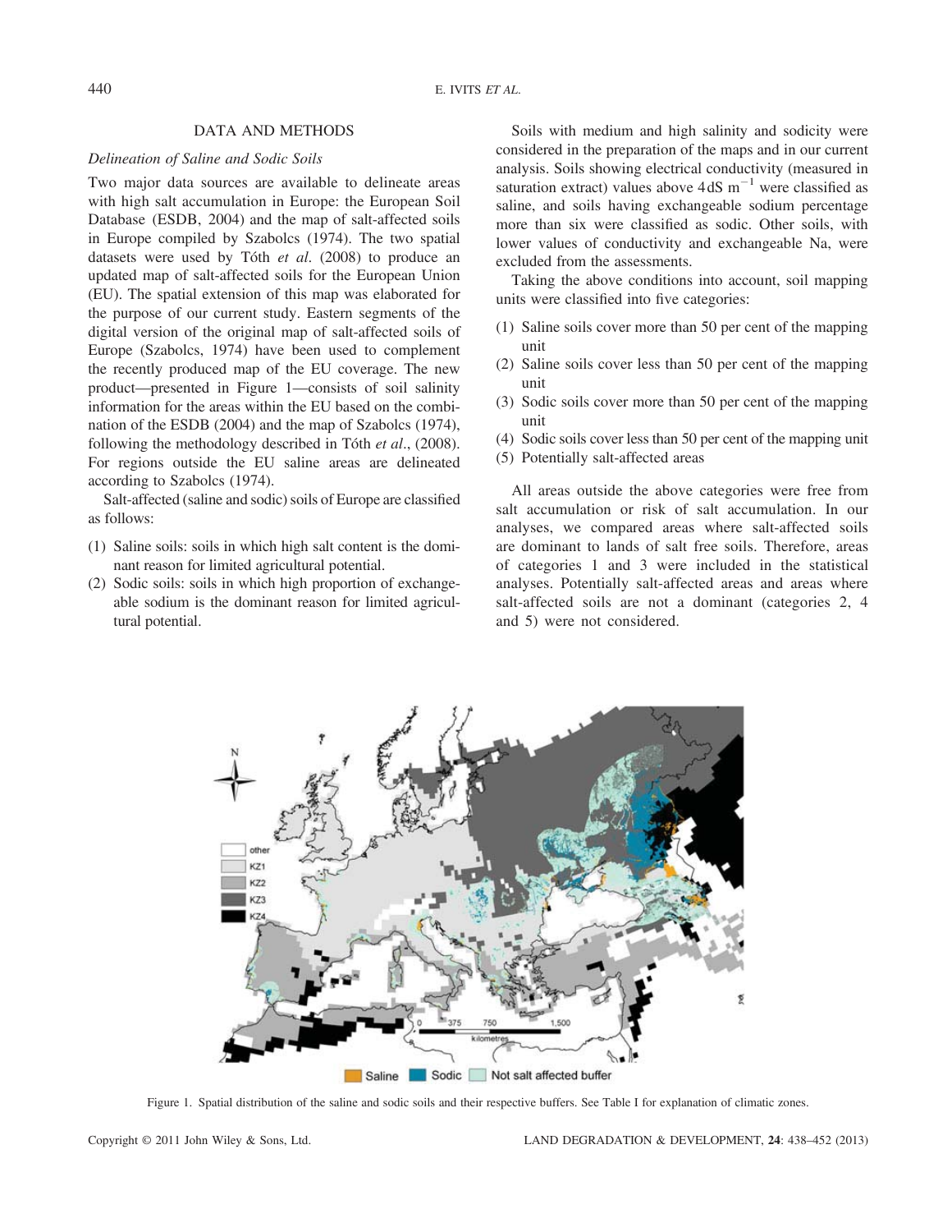## DATA AND METHODS

### *Delineation of Saline and Sodic Soils*

Two major data sources are available to delineate areas with high salt accumulation in Europe: the European Soil Database (ESDB, 2004) and the map of salt-affected soils in Europe compiled by Szabolcs (1974). The two spatial datasets were used by Tóth *et al*. (2008) to produce an updated map of salt-affected soils for the European Union (EU). The spatial extension of this map was elaborated for the purpose of our current study. Eastern segments of the digital version of the original map of salt-affected soils of Europe (Szabolcs, 1974) have been used to complement the recently produced map of the EU coverage. The new product—presented in Figure 1—consists of soil salinity information for the areas within the EU based on the combination of the ESDB (2004) and the map of Szabolcs (1974), following the methodology described in Tóth *et al*., (2008). For regions outside the EU saline areas are delineated according to Szabolcs (1974).

Salt-affected (saline and sodic) soils of Europe are classified as follows:

(1) Saline soils: soils in which high salt content is the dominant reason for limited agricultural potential.
(2) Sodic soils: soils in which high proportion of exchangeable sodium is the dominant reason for limited agricultural potential.

Soils with medium and high salinity and sodicity were considered in the preparation of the maps and in our current analysis. Soils showing electrical conductivity (measured in saturation extract) values above 4 dS $m^{-1}$ were classified as saline, and soils having exchangeable sodium percentage more than six were classified as sodic. Other soils, with lower values of conductivity and exchangeable Na, were excluded from the assessments.

Taking the above conditions into account, soil mapping units were classified into five categories:

(1) Saline soils cover more than 50 per cent of the mapping unit
(2) Saline soils cover less than 50 per cent of the mapping unit
(3) Sodic soils cover more than 50 per cent of the mapping unit
(4) Sodic soils cover less than 50 per cent of the mapping unit
(5) Potentially salt-affected areas

All areas outside the above categories were free from salt accumulation or risk of salt accumulation. In our analyses, we compared areas where salt-affected soils are dominant to lands of salt free soils. Therefore, areas of categories 1 and 3 were included in the statistical analyses. Potentially salt-affected areas and areas where salt-affected soils are not a dominant (categories 2, 4 and 5) were not considered.

Figure 1. Spatial distribution of the saline and sodic soils and their respective buffers. See Table I for explanation of climatic zones.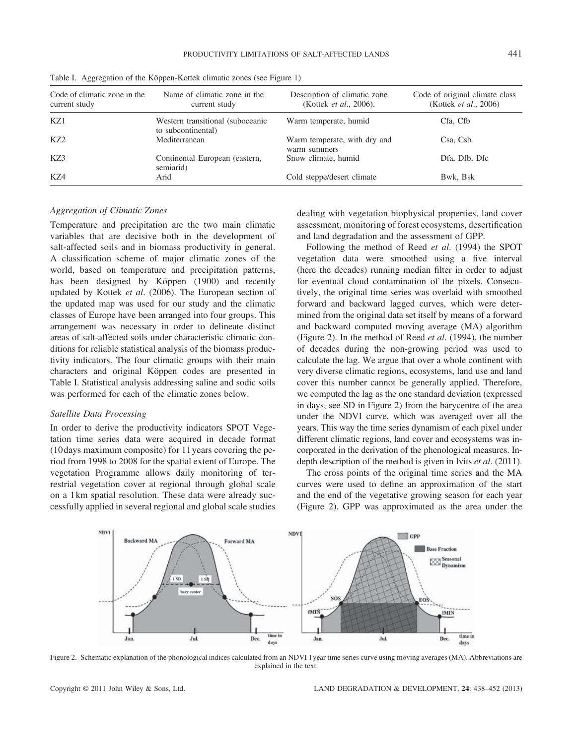Table I. Aggregation of the Köppen-Kottek climatic zones (see Figure 1)

| Code of climatic zone in the current study | Name of climatic zone in the current study | Description of climatic zone (Kottek *et al*., 2006). | Code of original climate class (Kottek *et al*., 2006) |
|---|---|---|---|
| KZ1 | Western transitional (suboceanic to subcontinental) | Warm temperate, humid | Cfa, Cfb |
| KZ2 | Mediterranean | Warm temperate, with dry and warm summers | Csa, Csb |
| KZ3 | Continental European (eastern, semiarid) | Snow climate, humid | Dfa, Dfb, Dfc |
| KZ4 | Arid | Cold steppe/desert climate | Bwk, Bsk |

### *Aggregation of Climatic Zones*

Temperature and precipitation are the two main climatic variables that are decisive both in the development of salt-affected soils and in biomass productivity in general. A classification scheme of major climatic zones of the world, based on temperature and precipitation patterns, has been designed by Köppen (1900) and recently updated by Kottek *et al*. (2006). The European section of the updated map was used for our study and the climatic classes of Europe have been arranged into four groups. This arrangement was necessary in order to delineate distinct areas of salt-affected soils under characteristic climatic conditions for reliable statistical analysis of the biomass productivity indicators. The four climatic groups with their main characters and original Köppen codes are presented in Table I. Statistical analysis addressing saline and sodic soils was performed for each of the climatic zones below.

### *Satellite Data Processing*

In order to derive the productivity indicators SPOT Vegetation time series data were acquired in decade format (10 days maximum composite) for 11 years covering the period from 1998 to 2008 for the spatial extent of Europe. The vegetation Programme allows daily monitoring of terrestrial vegetation cover at regional through global scale on a 1 km spatial resolution. These data were already successfully applied in several regional and global scale studies dealing with vegetation biophysical properties, land cover assessment, monitoring of forest ecosystems, desertification and land degradation and the assessment of GPP.

Following the method of Reed *et al*. (1994) the SPOT vegetation data were smoothed using a five interval (here the decades) running median filter in order to adjust for eventual cloud contamination of the pixels. Consecutively, the original time series was overlaid with smoothed forward and backward lagged curves, which were determined from the original data set itself by means of a forward and backward computed moving average (MA) algorithm (Figure 2). In the method of Reed *et al*. (1994), the number of decades during the non-growing period was used to calculate the lag. We argue that over a whole continent with very diverse climatic regions, ecosystems, land use and land cover this number cannot be generally applied. Therefore, we computed the lag as the one standard deviation (expressed in days, see SD in Figure 2) from the barycentre of the area under the NDVI curve, which was averaged over all the years. This way the time series dynamism of each pixel under different climatic regions, land cover and ecosystems was incorporated in the derivation of the phenological measures. In-depth description of the method is given in Ivits *et al*. (2011).

The cross points of the original time series and the MA curves were used to define an approximation of the start and the end of the vegetative growing season for each year (Figure 2). GPP was approximated as the area under the

Figure 2. Schematic explanation of the phenological indices calculated from an NDVI 1 year time series curve using moving averages (MA). Abbreviations are explained in the text.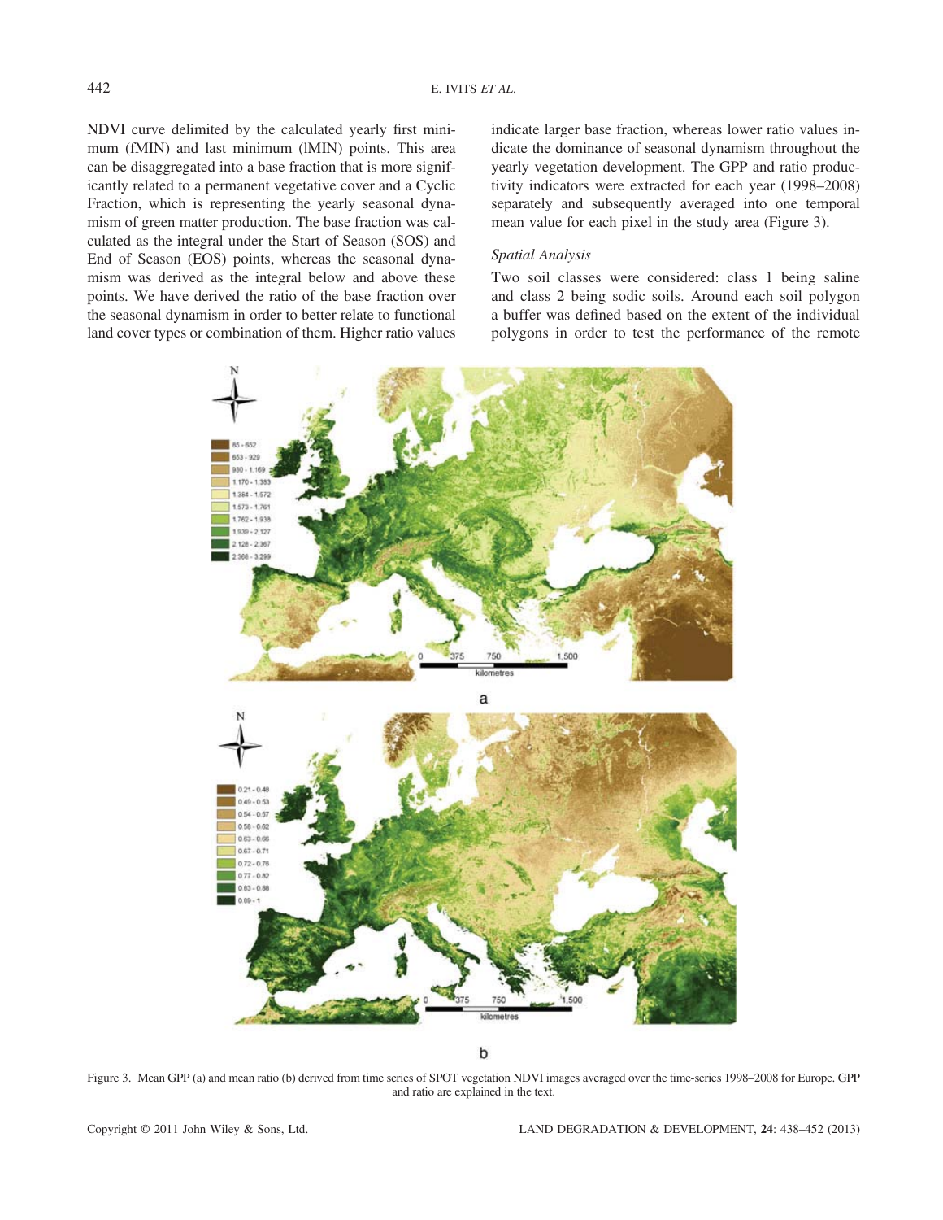NDVI curve delimited by the calculated yearly first minimum (fMIN) and last minimum (lMIN) points. This area can be disaggregated into a base fraction that is more significantly related to a permanent vegetative cover and a Cyclic Fraction, which is representing the yearly seasonal dynamism of green matter production. The base fraction was calculated as the integral under the Start of Season (SOS) and End of Season (EOS) points, whereas the seasonal dynamism was derived as the integral below and above these points. We have derived the ratio of the base fraction over the seasonal dynamism in order to better relate to functional land cover types or combination of them. Higher ratio values indicate larger base fraction, whereas lower ratio values indicate the dominance of seasonal dynamism throughout the yearly vegetation development. The GPP and ratio productivity indicators were extracted for each year (1998–2008) separately and subsequently averaged into one temporal mean value for each pixel in the study area (Figure 3).

### *Spatial Analysis*

Two soil classes were considered: class 1 being saline and class 2 being sodic soils. Around each soil polygon a buffer was defined based on the extent of the individual polygons in order to test the performance of the remote

Figure 3. Mean GPP (a) and mean ratio (b) derived from time series of SPOT vegetation NDVI images averaged over the time-series 1998–2008 for Europe. GPP and ratio are explained in the text.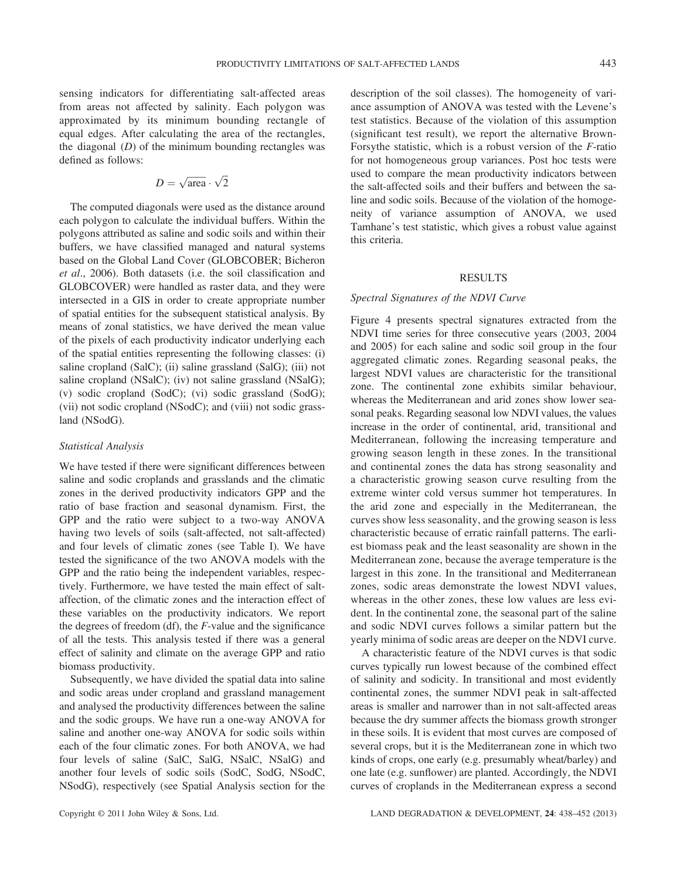sensing indicators for differentiating salt-affected areas from areas not affected by salinity. Each polygon was approximated by its minimum bounding rectangle of equal edges. After calculating the area of the rectangles, the diagonal ($D$) of the minimum bounding rectangles was defined as follows:

$$D = \sqrt{\text{area}} \cdot \sqrt{2}$$

The computed diagonals were used as the distance around each polygon to calculate the individual buffers. Within the polygons attributed as saline and sodic soils and within their buffers, we have classified managed and natural systems based on the Global Land Cover (GLOBCOBER; Bicheron *et al*., 2006). Both datasets (i.e. the soil classification and GLOBCOVER) were handled as raster data, and they were intersected in a GIS in order to create appropriate number of spatial entities for the subsequent statistical analysis. By means of zonal statistics, we have derived the mean value of the pixels of each productivity indicator underlying each of the spatial entities representing the following classes: (i) saline cropland (SalC); (ii) saline grassland (SalG); (iii) not saline cropland (NSalC); (iv) not saline grassland (NSalG); (v) sodic cropland (SodC); (vi) sodic grassland (SodG); (vii) not sodic cropland (NSodC); and (viii) not sodic grassland (NSodG).

### *Statistical Analysis*

We have tested if there were significant differences between saline and sodic croplands and grasslands and the climatic zones in the derived productivity indicators GPP and the ratio of base fraction and seasonal dynamism. First, the GPP and the ratio were subject to a two-way ANOVA having two levels of soils (salt-affected, not salt-affected) and four levels of climatic zones (see Table I). We have tested the significance of the two ANOVA models with the GPP and the ratio being the independent variables, respectively. Furthermore, we have tested the main effect of salt-affection, of the climatic zones and the interaction effect of these variables on the productivity indicators. We report the degrees of freedom (df), the $F$-value and the significance of all the tests. This analysis tested if there was a general effect of salinity and climate on the average GPP and ratio biomass productivity.

Subsequently, we have divided the spatial data into saline and sodic areas under cropland and grassland management and analysed the productivity differences between the saline and the sodic groups. We have run a one-way ANOVA for saline and another one-way ANOVA for sodic soils within each of the four climatic zones. For both ANOVA, we had four levels of saline (SalC, SalG, NSalC, NSalG) and another four levels of sodic soils (SodC, SodG, NSodC, NSodG), respectively (see Spatial Analysis section for the description of the soil classes). The homogeneity of variance assumption of ANOVA was tested with the Levene's test statistics. Because of the violation of this assumption (significant test result), we report the alternative Brown-Forsythe statistic, which is a robust version of the $F$-ratio for not homogeneous group variances. Post hoc tests were used to compare the mean productivity indicators between the salt-affected soils and their buffers and between the saline and sodic soils. Because of the violation of the homogeneity of variance assumption of ANOVA, we used Tamhane's test statistic, which gives a robust value against this criteria.

## RESULTS

### *Spectral Signatures of the NDVI Curve*

Figure 4 presents spectral signatures extracted from the NDVI time series for three consecutive years (2003, 2004 and 2005) for each saline and sodic soil group in the four aggregated climatic zones. Regarding seasonal peaks, the largest NDVI values are characteristic for the transitional zone. The continental zone exhibits similar behaviour, whereas the Mediterranean and arid zones show lower seasonal peaks. Regarding seasonal low NDVI values, the values increase in the order of continental, arid, transitional and Mediterranean, following the increasing temperature and growing season length in these zones. In the transitional and continental zones the data has strong seasonality and a characteristic growing season curve resulting from the extreme winter cold versus summer hot temperatures. In the arid zone and especially in the Mediterranean, the curves show less seasonality, and the growing season is less characteristic because of erratic rainfall patterns. The earliest biomass peak and the least seasonality are shown in the Mediterranean zone, because the average temperature is the largest in this zone. In the transitional and Mediterranean zones, sodic areas demonstrate the lowest NDVI values, whereas in the other zones, these low values are less evident. In the continental zone, the seasonal part of the saline and sodic NDVI curves follows a similar pattern but the yearly minima of sodic areas are deeper on the NDVI curve.

A characteristic feature of the NDVI curves is that sodic curves typically run lowest because of the combined effect of salinity and sodicity. In transitional and most evidently continental zones, the summer NDVI peak in salt-affected areas is smaller and narrower than in not salt-affected areas because the dry summer affects the biomass growth stronger in these soils. It is evident that most curves are composed of several crops, but it is the Mediterranean zone in which two kinds of crops, one early (e.g. presumably wheat/barley) and one late (e.g. sunflower) are planted. Accordingly, the NDVI curves of croplands in the Mediterranean express a second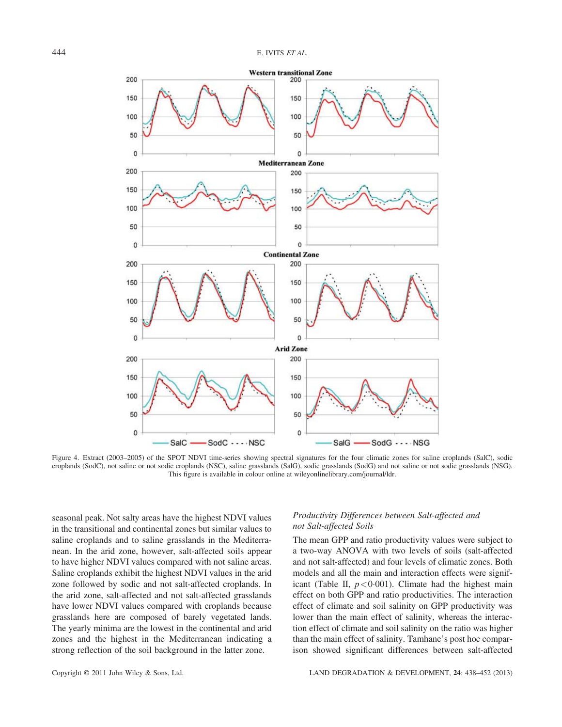Figure 4. Extract (2003–2005) of the SPOT NDVI time-series showing spectral signatures for the four climatic zones for saline croplands (SalC), sodic croplands (SodC), not saline or not sodic croplands (NSC), saline grasslands (SalG), sodic grasslands (SodG) and not saline or not sodic grasslands (NSG). This figure is available in colour online at wileyonlinelibrary.com/journal/ldr.

seasonal peak. Not salty areas have the highest NDVI values in the transitional and continental zones but similar values to saline croplands and to saline grasslands in the Mediterranean. In the arid zone, however, salt-affected soils appear to have higher NDVI values compared with not saline areas. Saline croplands exhibit the highest NDVI values in the arid zone followed by sodic and not salt-affected croplands. In the arid zone, salt-affected and not salt-affected grasslands have lower NDVI values compared with croplands because grasslands here are composed of barely vegetated lands. The yearly minima are the lowest in the continental and arid zones and the highest in the Mediterranean indicating a strong reflection of the soil background in the latter zone.

### *Productivity Differences between Salt-affected and not Salt-affected Soils*

The mean GPP and ratio productivity values were subject to a two-way ANOVA with two levels of soils (salt-affected and not salt-affected) and four levels of climatic zones. Both models and all the main and interaction effects were significant (Table II, $p < 0{\cdot}001$). Climate had the highest main effect on both GPP and ratio productivities. The interaction effect of climate and soil salinity on GPP productivity was lower than the main effect of salinity, whereas the interaction effect of climate and soil salinity on the ratio was higher than the main effect of salinity. Tamhane's post hoc comparison showed significant differences between salt-affected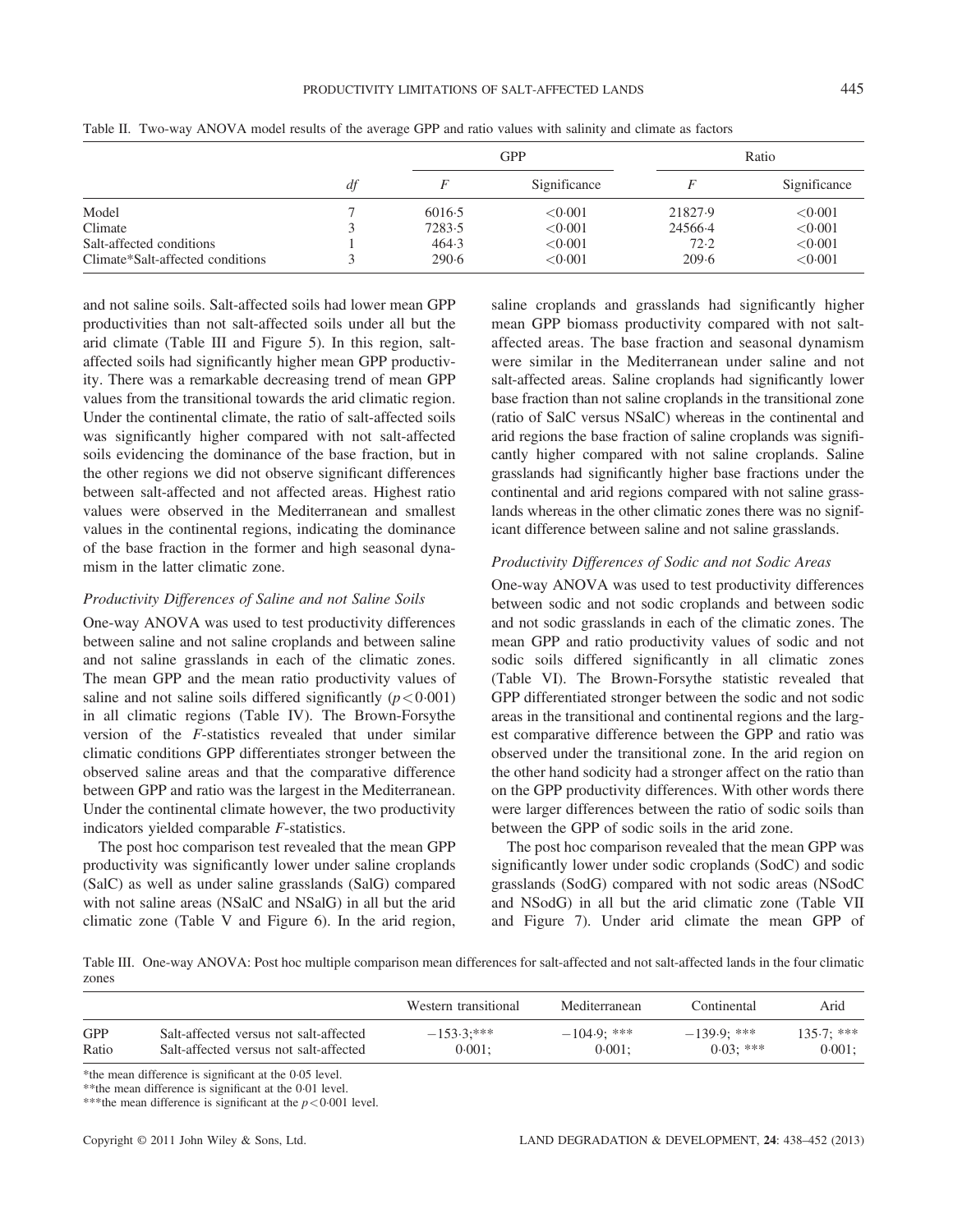Table II. Two-way ANOVA model results of the average GPP and ratio values with salinity and climate as factors

| | *df* | GPP | | Ratio | |
|---|---|---|---|---|---|
| | | *F* | Significance | *F* | Significance |
| Model | 7 | 6016·5 | <0·001 | 21827·9 | <0·001 |
| Climate | 3 | 7283·5 | <0·001 | 24566·4 | <0·001 |
| Salt-affected conditions | 1 | 464·3 | <0·001 | 72·2 | <0·001 |
| Climate*Salt-affected conditions | 3 | 290·6 | <0·001 | 209·6 | <0·001 |

and not saline soils. Salt-affected soils had lower mean GPP productivities than not salt-affected soils under all but the arid climate (Table III and Figure 5). In this region, salt-affected soils had significantly higher mean GPP productivity. There was a remarkable decreasing trend of mean GPP values from the transitional towards the arid climatic region. Under the continental climate, the ratio of salt-affected soils was significantly higher compared with not salt-affected soils evidencing the dominance of the base fraction, but in the other regions we did not observe significant differences between salt-affected and not affected areas. Highest ratio values were observed in the Mediterranean and smallest values in the continental regions, indicating the dominance of the base fraction in the former and high seasonal dynamism in the latter climatic zone.

### *Productivity Differences of Saline and not Saline Soils*

One-way ANOVA was used to test productivity differences between saline and not saline croplands and between saline and not saline grasslands in each of the climatic zones. The mean GPP and the mean ratio productivity values of saline and not saline soils differed significantly ($p<0{\cdot}001$) in all climatic regions (Table IV). The Brown-Forsythe version of the *F*-statistics revealed that under similar climatic conditions GPP differentiates stronger between the observed saline areas and that the comparative difference between GPP and ratio was the largest in the Mediterranean. Under the continental climate however, the two productivity indicators yielded comparable *F*-statistics.

The post hoc comparison test revealed that the mean GPP productivity was significantly lower under saline croplands (SalC) as well as under saline grasslands (SalG) compared with not saline areas (NSalC and NSalG) in all but the arid climatic zone (Table V and Figure 6). In the arid region, saline croplands and grasslands had significantly higher mean GPP biomass productivity compared with not salt-affected areas. The base fraction and seasonal dynamism were similar in the Mediterranean under saline and not salt-affected areas. Saline croplands had significantly lower base fraction than not saline croplands in the transitional zone (ratio of SalC versus NSalC) whereas in the continental and arid regions the base fraction of saline croplands was significantly higher compared with not saline croplands. Saline grasslands had significantly higher base fractions under the continental and arid regions compared with not saline grasslands whereas in the other climatic zones there was no significant difference between saline and not saline grasslands.

### *Productivity Differences of Sodic and not Sodic Areas*

One-way ANOVA was used to test productivity differences between sodic and not sodic croplands and between sodic and not sodic grasslands in each of the climatic zones. The mean GPP and ratio productivity values of sodic and not sodic soils differed significantly in all climatic zones (Table VI). The Brown-Forsythe statistic revealed that GPP differentiated stronger between the sodic and not sodic areas in the transitional and continental regions and the largest comparative difference between the GPP and ratio was observed under the transitional zone. In the arid region on the other hand sodicity had a stronger affect on the ratio than on the GPP productivity differences. With other words there were larger differences between the ratio of sodic soils than between the GPP of sodic soils in the arid zone.

The post hoc comparison revealed that the mean GPP was significantly lower under sodic croplands (SodC) and sodic grasslands (SodG) compared with not sodic areas (NSodC and NSodG) in all but the arid climatic zone (Table VII and Figure 7). Under arid climate the mean GPP of

Table III. One-way ANOVA: Post hoc multiple comparison mean differences for salt-affected and not salt-affected lands in the four climatic zones

| | | Western transitional | Mediterranean | Continental | Arid |
|---|---|---|---|---|---|
| GPP | Salt-affected versus not salt-affected | −153·3;*** | −104·9; *** | −139·9; *** | 135·7; *** |
| Ratio | Salt-affected versus not salt-affected | 0·001; | 0·001; | 0·03; *** | 0·001; |

*the mean difference is significant at the 0·05 level.

**the mean difference is significant at the 0·01 level.

***the mean difference is significant at the $p<0{\cdot}001$ level.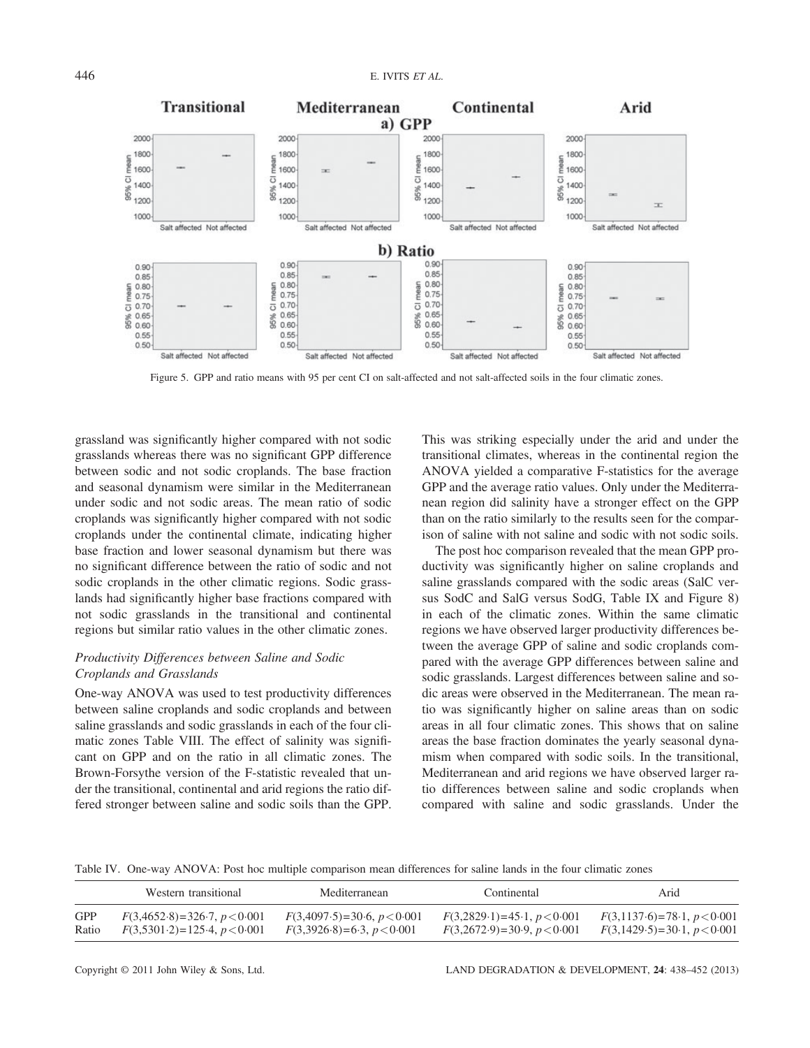Transitional

Mediterranean

Continental

Arid

a) GPP

95% CI mean

2000
1800
1600
1400
1200
1000

Salt affected Not affected

b) Ratio

0.90
0.85
0.80
0.75
0.70
0.65
0.60
0.55
0.50

Salt affected Not affected

Figure 5. GPP and ratio means with 95 per cent CI on salt-affected and not salt-affected soils in the four climatic zones.

grassland was significantly higher compared with not sodic grasslands whereas there was no significant GPP difference between sodic and not sodic croplands. The base fraction and seasonal dynamism were similar in the Mediterranean under sodic and not sodic areas. The mean ratio of sodic croplands was significantly higher compared with not sodic croplands under the continental climate, indicating higher base fraction and lower seasonal dynamism but there was no significant difference between the ratio of sodic and not sodic croplands in the other climatic regions. Sodic grasslands had significantly higher base fractions compared with not sodic grasslands in the transitional and continental regions but similar ratio values in the other climatic zones.

### *Productivity Differences between Saline and Sodic Croplands and Grasslands*

One-way ANOVA was used to test productivity differences between saline croplands and sodic croplands and between saline grasslands and sodic grasslands in each of the four climatic zones Table VIII. The effect of salinity was significant on GPP and on the ratio in all climatic zones. The Brown-Forsythe version of the F-statistic revealed that under the transitional, continental and arid regions the ratio differed stronger between saline and sodic soils than the GPP. This was striking especially under the arid and under the transitional climates, whereas in the continental region the ANOVA yielded a comparative F-statistics for the average GPP and the average ratio values. Only under the Mediterranean region did salinity have a stronger effect on the GPP than on the ratio similarly to the results seen for the comparison of saline with not saline and sodic with not sodic soils.

The post hoc comparison revealed that the mean GPP productivity was significantly higher on saline croplands and saline grasslands compared with the sodic areas (SalC versus SodC and SalG versus SodG, Table IX and Figure 8) in each of the climatic zones. Within the same climatic regions we have observed larger productivity differences between the average GPP of saline and sodic croplands compared with the average GPP differences between saline and sodic grasslands. Largest differences between saline and sodic areas were observed in the Mediterranean. The mean ratio was significantly higher on saline areas than on sodic areas in all four climatic zones. This shows that on saline areas the base fraction dominates the yearly seasonal dynamism when compared with sodic soils. In the transitional, Mediterranean and arid regions we have observed larger ratio differences between saline and sodic croplands when compared with saline and sodic grasslands. Under the

Table IV. One-way ANOVA: Post hoc multiple comparison mean differences for saline lands in the four climatic zones

| | Western transitional | Mediterranean | Continental | Arid |
|---|---|---|---|---|
| GPP | $F(3,4652.8)=326.7$, $p<0.001$ | $F(3,4097.5)=30.6$, $p<0.001$ | $F(3,2829.1)=45.1$, $p<0.001$ | $F(3,1137.6)=78.1$, $p<0.001$ |
| Ratio | $F(3,5301.2)=125.4$, $p<0.001$ | $F(3,3926.8)=6.3$, $p<0.001$ | $F(3,2672.9)=30.9$, $p<0.001$ | $F(3,1429.5)=30.1$, $p<0.001$ |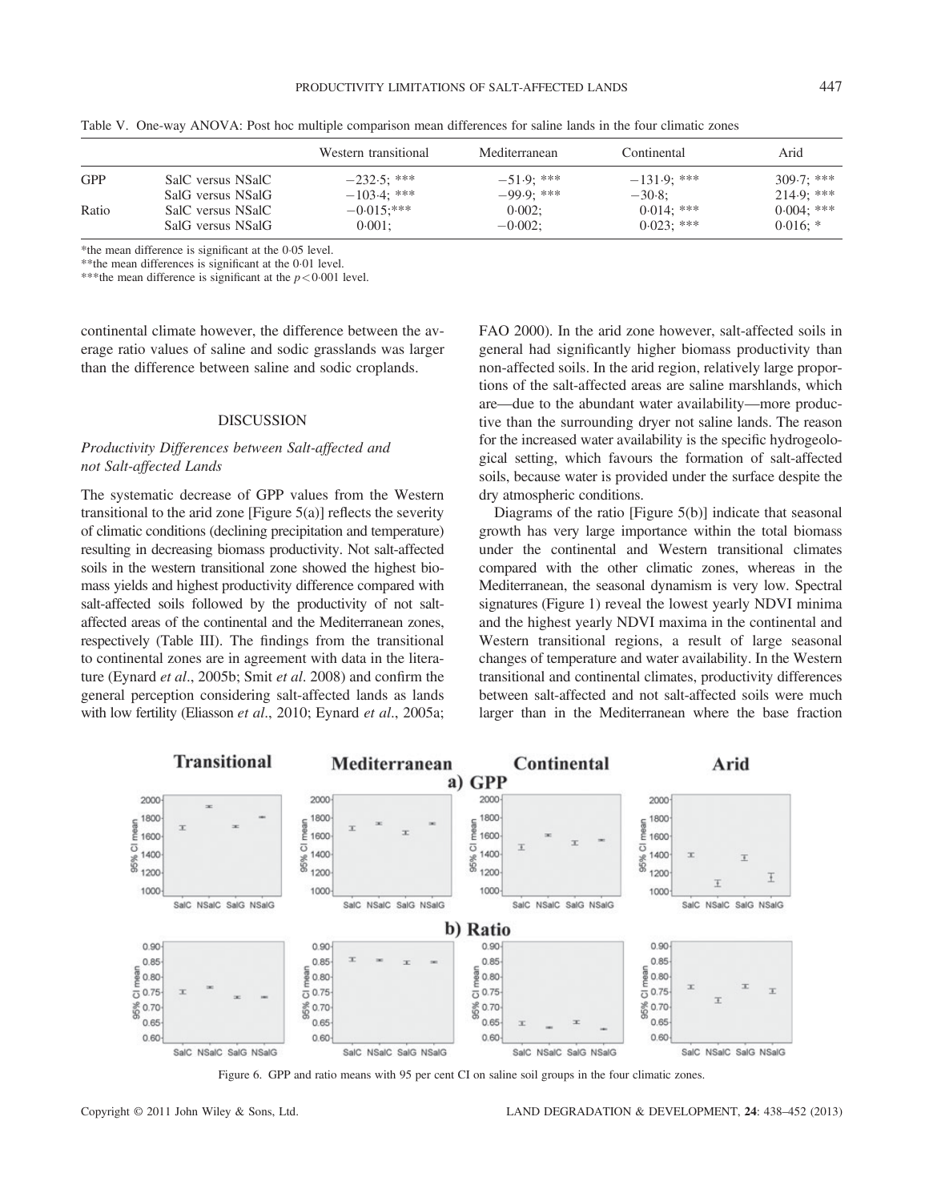Table V. One-way ANOVA: Post hoc multiple comparison mean differences for saline lands in the four climatic zones

| | | Western transitional | Mediterranean | Continental | Arid |
|---|---|---|---|---|---|
| GPP | SalC versus NSalC | −232·5; *** | −51·9; *** | −131·9; *** | 309·7; *** |
| | SalG versus NSalG | −103·4; *** | −99·9; *** | −30·8; | 214·9; *** |
| Ratio | SalC versus NSalC | −0·015;*** | 0·002; | 0·014; *** | 0·004; *** |
| | SalG versus NSalG | 0·001; | −0·002; | 0·023; *** | 0·016; * |

*the mean difference is significant at the 0·05 level.
**the mean differences is significant at the 0·01 level.
***the mean difference is significant at the $p < 0·001$ level.

continental climate however, the difference between the average ratio values of saline and sodic grasslands was larger than the difference between saline and sodic croplands.

## DISCUSSION

### *Productivity Differences between Salt-affected and not Salt-affected Lands*

The systematic decrease of GPP values from the Western transitional to the arid zone [Figure 5(a)] reflects the severity of climatic conditions (declining precipitation and temperature) resulting in decreasing biomass productivity. Not salt-affected soils in the western transitional zone showed the highest biomass yields and highest productivity difference compared with salt-affected soils followed by the productivity of not salt-affected areas of the continental and the Mediterranean zones, respectively (Table III). The findings from the transitional to continental zones are in agreement with data in the literature (Eynard *et al*., 2005b; Smit *et al*. 2008) and confirm the general perception considering salt-affected lands as lands with low fertility (Eliasson *et al*., 2010; Eynard *et al*., 2005a; FAO 2000). In the arid zone however, salt-affected soils in general had significantly higher biomass productivity than non-affected soils. In the arid region, relatively large proportions of the salt-affected areas are saline marshlands, which are—due to the abundant water availability—more productive than the surrounding dryer not saline lands. The reason for the increased water availability is the specific hydrogeological setting, which favours the formation of salt-affected soils, because water is provided under the surface despite the dry atmospheric conditions.

Diagrams of the ratio [Figure 5(b)] indicate that seasonal growth has very large importance within the total biomass under the continental and Western transitional climates compared with the other climatic zones, whereas in the Mediterranean, the seasonal dynamism is very low. Spectral signatures (Figure 1) reveal the lowest yearly NDVI minima and the highest yearly NDVI maxima in the continental and Western transitional regions, a result of large seasonal changes of temperature and water availability. In the Western transitional and continental climates, productivity differences between salt-affected and not salt-affected soils were much larger than in the Mediterranean where the base fraction

Figure 6. GPP and ratio means with 95 per cent CI on saline soil groups in the four climatic zones.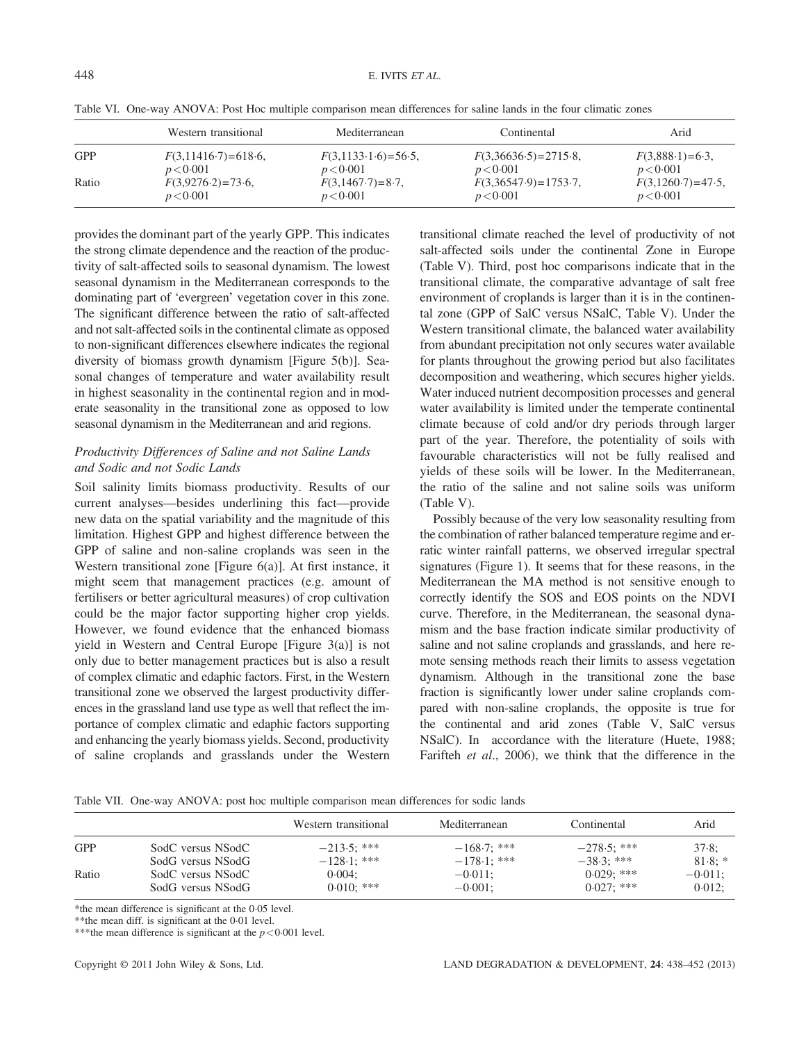Table VI. One-way ANOVA: Post Hoc multiple comparison mean differences for saline lands in the four climatic zones

| | Western transitional | Mediterranean | Continental | Arid |
|---|---|---|---|---|
| GPP | $F(3,11416{\cdot}7)=618{\cdot}6$, $p<0{\cdot}001$ | $F(3,1133{\cdot}1{\cdot}6)=56{\cdot}5$, $p<0{\cdot}001$ | $F(3,36636{\cdot}5)=2715{\cdot}8$, $p<0{\cdot}001$ | $F(3,888{\cdot}1)=6{\cdot}3$, $p<0{\cdot}001$ |
| Ratio | $F(3,9276{\cdot}2)=73{\cdot}6$, $p<0{\cdot}001$ | $F(3,1467{\cdot}7)=8{\cdot}7$, $p<0{\cdot}001$ | $F(3,36547{\cdot}9)=1753{\cdot}7$, $p<0{\cdot}001$ | $F(3,1260{\cdot}7)=47{\cdot}5$, $p<0{\cdot}001$ |

provides the dominant part of the yearly GPP. This indicates the strong climate dependence and the reaction of the productivity of salt-affected soils to seasonal dynamism. The lowest seasonal dynamism in the Mediterranean corresponds to the dominating part of 'evergreen' vegetation cover in this zone. The significant difference between the ratio of salt-affected and not salt-affected soils in the continental climate as opposed to non-significant differences elsewhere indicates the regional diversity of biomass growth dynamism [Figure 5(b)]. Seasonal changes of temperature and water availability result in highest seasonality in the continental region and in moderate seasonality in the transitional zone as opposed to low seasonal dynamism in the Mediterranean and arid regions.

### *Productivity Differences of Saline and not Saline Lands and Sodic and not Sodic Lands*

Soil salinity limits biomass productivity. Results of our current analyses—besides underlining this fact—provide new data on the spatial variability and the magnitude of this limitation. Highest GPP and highest difference between the GPP of saline and non-saline croplands was seen in the Western transitional zone [Figure 6(a)]. At first instance, it might seem that management practices (e.g. amount of fertilisers or better agricultural measures) of crop cultivation could be the major factor supporting higher crop yields. However, we found evidence that the enhanced biomass yield in Western and Central Europe [Figure 3(a)] is not only due to better management practices but is also a result of complex climatic and edaphic factors. First, in the Western transitional zone we observed the largest productivity differences in the grassland land use type as well that reflect the importance of complex climatic and edaphic factors supporting and enhancing the yearly biomass yields. Second, productivity of saline croplands and grasslands under the Western transitional climate reached the level of productivity of not salt-affected soils under the continental Zone in Europe (Table V). Third, post hoc comparisons indicate that in the transitional climate, the comparative advantage of salt free environment of croplands is larger than it is in the continental zone (GPP of SalC versus NSalC, Table V). Under the Western transitional climate, the balanced water availability from abundant precipitation not only secures water available for plants throughout the growing period but also facilitates decomposition and weathering, which secures higher yields. Water induced nutrient decomposition processes and general water availability is limited under the temperate continental climate because of cold and/or dry periods through larger part of the year. Therefore, the potentiality of soils with favourable characteristics will not be fully realised and yields of these soils will be lower. In the Mediterranean, the ratio of the saline and not saline soils was uniform (Table V).

Possibly because of the very low seasonality resulting from the combination of rather balanced temperature regime and erratic winter rainfall patterns, we observed irregular spectral signatures (Figure 1). It seems that for these reasons, in the Mediterranean the MA method is not sensitive enough to correctly identify the SOS and EOS points on the NDVI curve. Therefore, in the Mediterranean, the seasonal dynamism and the base fraction indicate similar productivity of saline and not saline croplands and grasslands, and here remote sensing methods reach their limits to assess vegetation dynamism. Although in the transitional zone the base fraction is significantly lower under saline croplands compared with non-saline croplands, the opposite is true for the continental and arid zones (Table V, SalC versus NSalC). In accordance with the literature (Huete, 1988; Farifteh *et al*., 2006), we think that the difference in the

Table VII. One-way ANOVA: post hoc multiple comparison mean differences for sodic lands

| | | Western transitional | Mediterranean | Continental | Arid |
|---|---|---|---|---|---|
| GPP | SodC versus NSodC | −213·5; *** | −168·7; *** | −278·5; *** | 37·8; |
| | SodG versus NSodG | −128·1; *** | −178·1; *** | −38·3; *** | 81·8; * |
| Ratio | SodC versus NSodC | 0·004; | −0·011; | 0·029; *** | −0·011; |
| | SodG versus NSodG | 0·010; *** | −0·001; | 0·027; *** | 0·012; |

*the mean difference is significant at the 0·05 level.
**the mean diff. is significant at the 0·01 level.
***the mean difference is significant at the $p<0{\cdot}001$ level.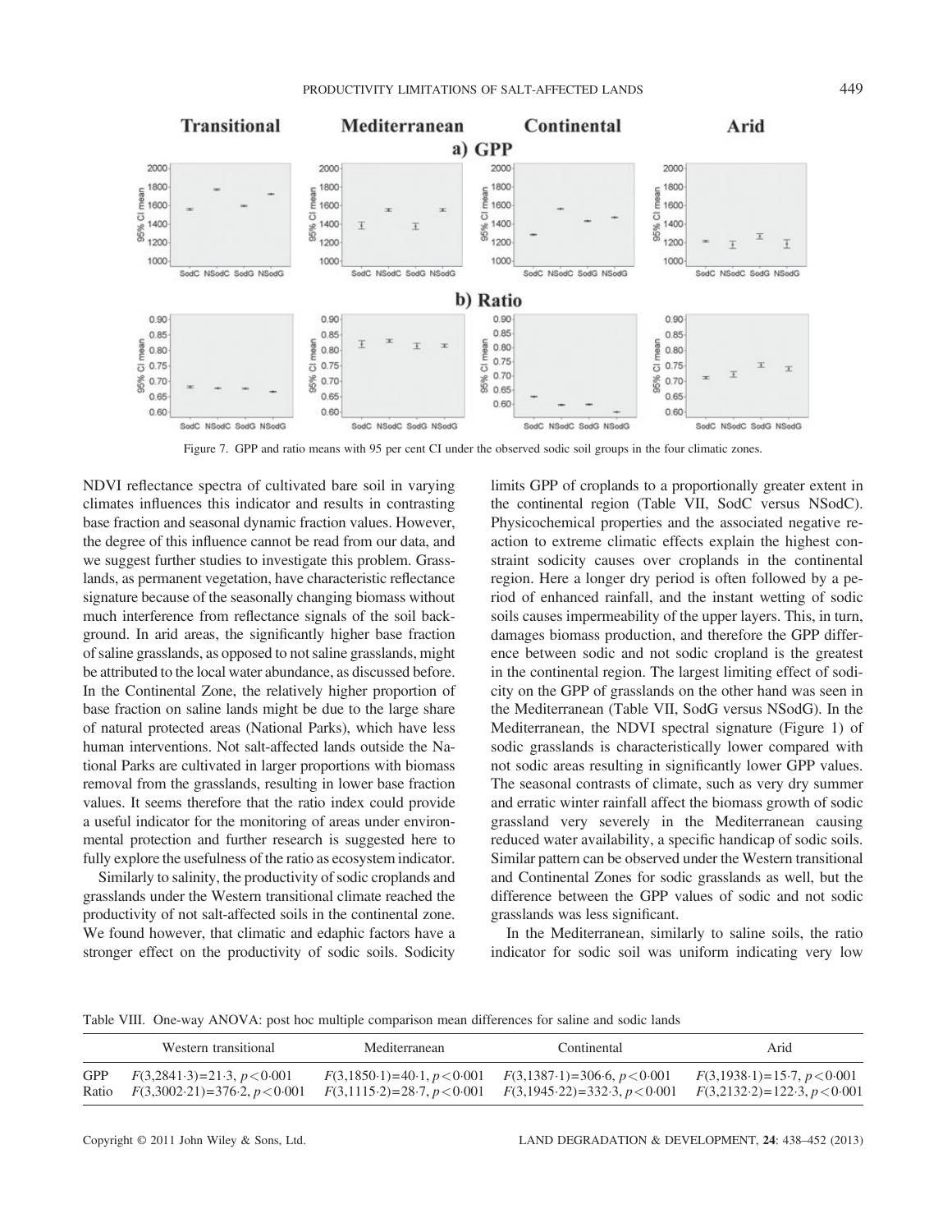Transitional

Mediterranean

Continental

Arid

a) GPP

95% CI mean

2000
1800
1600
1400
1200
1000

SodC NSodC SodG NSodG

b) Ratio

95% CI mean

0.90
0.85
0.80
0.75
0.70
0.65
0.60

SodC NSodC SodG NSodG

Figure 7. GPP and ratio means with 95 per cent CI under the observed sodic soil groups in the four climatic zones.

NDVI reflectance spectra of cultivated bare soil in varying climates influences this indicator and results in contrasting base fraction and seasonal dynamic fraction values. However, the degree of this influence cannot be read from our data, and we suggest further studies to investigate this problem. Grasslands, as permanent vegetation, have characteristic reflectance signature because of the seasonally changing biomass without much interference from reflectance signals of the soil background. In arid areas, the significantly higher base fraction of saline grasslands, as opposed to not saline grasslands, might be attributed to the local water abundance, as discussed before. In the Continental Zone, the relatively higher proportion of base fraction on saline lands might be due to the large share of natural protected areas (National Parks), which have less human interventions. Not salt-affected lands outside the National Parks are cultivated in larger proportions with biomass removal from the grasslands, resulting in lower base fraction values. It seems therefore that the ratio index could provide a useful indicator for the monitoring of areas under environmental protection and further research is suggested here to fully explore the usefulness of the ratio as ecosystem indicator.

Similarly to salinity, the productivity of sodic croplands and grasslands under the Western transitional climate reached the productivity of not salt-affected soils in the continental zone. We found however, that climatic and edaphic factors have a stronger effect on the productivity of sodic soils. Sodicity limits GPP of croplands to a proportionally greater extent in the continental region (Table VII, SodC versus NSodC). Physicochemical properties and the associated negative reaction to extreme climatic effects explain the highest constraint sodicity causes over croplands in the continental region. Here a longer dry period is often followed by a period of enhanced rainfall, and the instant wetting of sodic soils causes impermeability of the upper layers. This, in turn, damages biomass production, and therefore the GPP difference between sodic and not sodic cropland is the greatest in the continental region. The largest limiting effect of sodicity on the GPP of grasslands on the other hand was seen in the Mediterranean (Table VII, SodG versus NSodG). In the Mediterranean, the NDVI spectral signature (Figure 1) of sodic grasslands is characteristically lower compared with not sodic areas resulting in significantly lower GPP values. The seasonal contrasts of climate, such as very dry summer and erratic winter rainfall affect the biomass growth of sodic grassland very severely in the Mediterranean causing reduced water availability, a specific handicap of sodic soils. Similar pattern can be observed under the Western transitional and Continental Zones for sodic grasslands as well, but the difference between the GPP values of sodic and not sodic grasslands was less significant.

In the Mediterranean, similarly to saline soils, the ratio indicator for sodic soil was uniform indicating very low

Table VIII. One-way ANOVA: post hoc multiple comparison mean differences for saline and sodic lands

| | Western transitional | Mediterranean | Continental | Arid |
|---|---|---|---|---|
| GPP | $F(3,2841{\cdot}3)=21{\cdot}3$, $p<0{\cdot}001$ | $F(3,1850{\cdot}1)=40{\cdot}1$, $p<0{\cdot}001$ | $F(3,1387{\cdot}1)=306{\cdot}6$, $p<0{\cdot}001$ | $F(3,1938{\cdot}1)=15{\cdot}7$, $p<0{\cdot}001$ |
| Ratio | $F(3,3002{\cdot}21)=376{\cdot}2$, $p<0{\cdot}001$ | $F(3,1115{\cdot}2)=28{\cdot}7$, $p<0{\cdot}001$ | $F(3,1945{\cdot}22)=332{\cdot}3$, $p<0{\cdot}001$ | $F(3,2132{\cdot}2)=122{\cdot}3$, $p<0{\cdot}001$ |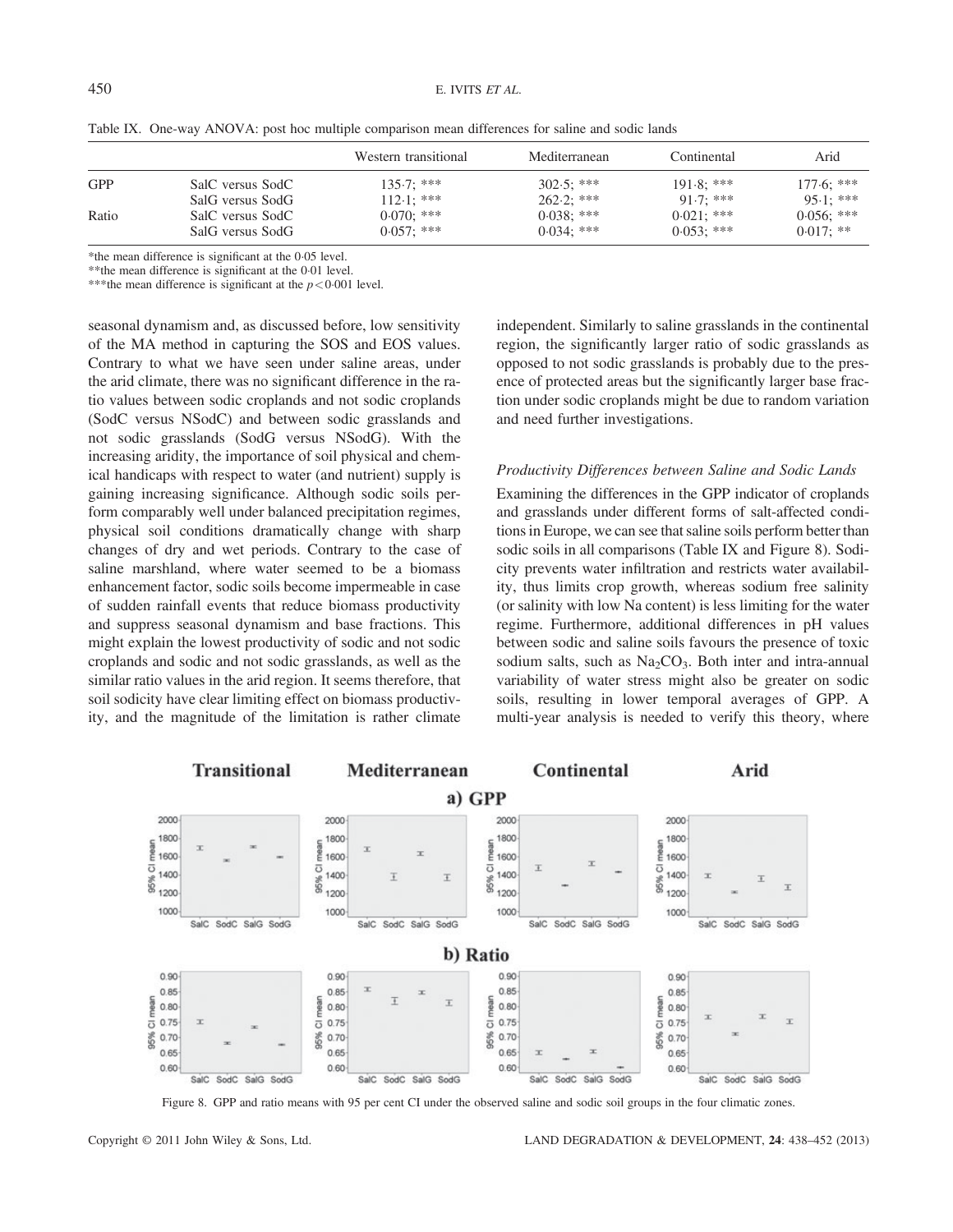Table IX. One-way ANOVA: post hoc multiple comparison mean differences for saline and sodic lands

| | | Western transitional | Mediterranean | Continental | Arid |
|---|---|---|---|---|---|
| GPP | SalC versus SodC | 135·7; *** | 302·5; *** | 191·8; *** | 177·6; *** |
| | SalG versus SodG | 112·1; *** | 262·2; *** | 91·7; *** | 95·1; *** |
| Ratio | SalC versus SodC | 0·070; *** | 0·038; *** | 0·021; *** | 0·056; *** |
| | SalG versus SodG | 0·057; *** | 0·034; *** | 0·053; *** | 0·017; ** |

*the mean difference is significant at the 0·05 level.
**the mean difference is significant at the 0·01 level.
***the mean difference is significant at the $p < 0{\cdot}001$ level.

seasonal dynamism and, as discussed before, low sensitivity of the MA method in capturing the SOS and EOS values. Contrary to what we have seen under saline areas, under the arid climate, there was no significant difference in the ratio values between sodic croplands and not sodic croplands (SodC versus NSodC) and between sodic grasslands and not sodic grasslands (SodG versus NSodG). With the increasing aridity, the importance of soil physical and chemical handicaps with respect to water (and nutrient) supply is gaining increasing significance. Although sodic soils perform comparably well under balanced precipitation regimes, physical soil conditions dramatically change with sharp changes of dry and wet periods. Contrary to the case of saline marshland, where water seemed to be a biomass enhancement factor, sodic soils become impermeable in case of sudden rainfall events that reduce biomass productivity and suppress seasonal dynamism and base fractions. This might explain the lowest productivity of sodic and not sodic croplands and sodic and not sodic grasslands, as well as the similar ratio values in the arid region. It seems therefore, that soil sodicity have clear limiting effect on biomass productivity, and the magnitude of the limitation is rather climate independent. Similarly to saline grasslands in the continental region, the significantly larger ratio of sodic grasslands as opposed to not sodic grasslands is probably due to the presence of protected areas but the significantly larger base fraction under sodic croplands might be due to random variation and need further investigations.

### *Productivity Differences between Saline and Sodic Lands*

Examining the differences in the GPP indicator of croplands and grasslands under different forms of salt-affected conditions in Europe, we can see that saline soils perform better than sodic soils in all comparisons (Table IX and Figure 8). Sodicity prevents water infiltration and restricts water availability, thus limits crop growth, whereas sodium free salinity (or salinity with low Na content) is less limiting for the water regime. Furthermore, additional differences in pH values between sodic and saline soils favours the presence of toxic sodium salts, such as $Na_2CO_3$. Both inter and intra-annual variability of water stress might also be greater on sodic soils, resulting in lower temporal averages of GPP. A multi-year analysis is needed to verify this theory, where

Figure 8. GPP and ratio means with 95 per cent CI under the observed saline and sodic soil groups in the four climatic zones.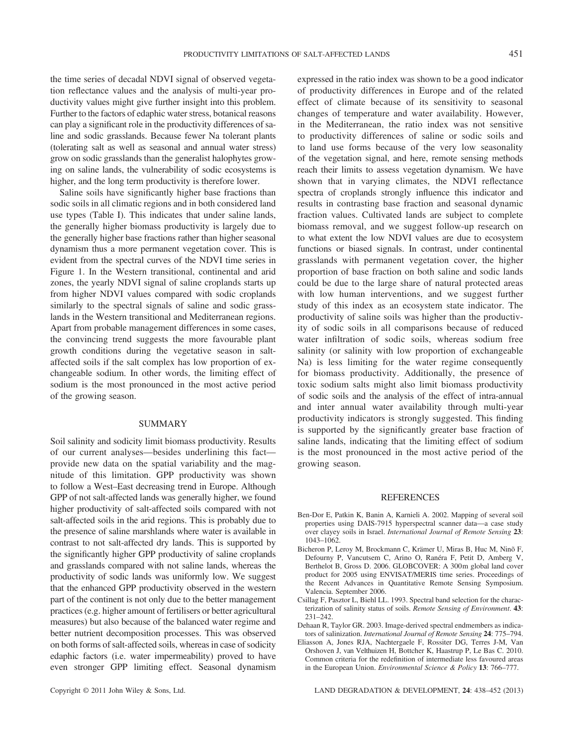the time series of decadal NDVI signal of observed vegetation reflectance values and the analysis of multi-year productivity values might give further insight into this problem. Further to the factors of edaphic water stress, botanical reasons can play a significant role in the productivity differences of saline and sodic grasslands. Because fewer Na tolerant plants (tolerating salt as well as seasonal and annual water stress) grow on sodic grasslands than the generalist halophytes growing on saline lands, the vulnerability of sodic ecosystems is higher, and the long term productivity is therefore lower.

Saline soils have significantly higher base fractions than sodic soils in all climatic regions and in both considered land use types (Table I). This indicates that under saline lands, the generally higher biomass productivity is largely due to the generally higher base fractions rather than higher seasonal dynamism thus a more permanent vegetation cover. This is evident from the spectral curves of the NDVI time series in Figure 1. In the Western transitional, continental and arid zones, the yearly NDVI signal of saline croplands starts up from higher NDVI values compared with sodic croplands similarly to the spectral signals of saline and sodic grasslands in the Western transitional and Mediterranean regions. Apart from probable management differences in some cases, the convincing trend suggests the more favourable plant growth conditions during the vegetative season in salt-affected soils if the salt complex has low proportion of exchangeable sodium. In other words, the limiting effect of sodium is the most pronounced in the most active period of the growing season.

## SUMMARY

Soil salinity and sodicity limit biomass productivity. Results of our current analyses—besides underlining this fact—provide new data on the spatial variability and the magnitude of this limitation. GPP productivity was shown to follow a West–East decreasing trend in Europe. Although GPP of not salt-affected lands was generally higher, we found higher productivity of salt-affected soils compared with not salt-affected soils in the arid regions. This is probably due to the presence of saline marshlands where water is available in contrast to not salt-affected dry lands. This is supported by the significantly higher GPP productivity of saline croplands and grasslands compared with not saline lands, whereas the productivity of sodic lands was uniformly low. We suggest that the enhanced GPP productivity observed in the western part of the continent is not only due to the better management practices (e.g. higher amount of fertilisers or better agricultural measures) but also because of the balanced water regime and better nutrient decomposition processes. This was observed on both forms of salt-affected soils, whereas in case of sodicity edaphic factors (i.e. water impermeability) proved to have even stronger GPP limiting effect. Seasonal dynamism expressed in the ratio index was shown to be a good indicator of productivity differences in Europe and of the related effect of climate because of its sensitivity to seasonal changes of temperature and water availability. However, in the Mediterranean, the ratio index was not sensitive to productivity differences of saline or sodic soils and to land use forms because of the very low seasonality of the vegetation signal, and here, remote sensing methods reach their limits to assess vegetation dynamism. We have shown that in varying climates, the NDVI reflectance spectra of croplands strongly influence this indicator and results in contrasting base fraction and seasonal dynamic fraction values. Cultivated lands are subject to complete biomass removal, and we suggest follow-up research on to what extent the low NDVI values are due to ecosystem functions or biased signals. In contrast, under continental grasslands with permanent vegetation cover, the higher proportion of base fraction on both saline and sodic lands could be due to the large share of natural protected areas with low human interventions, and we suggest further study of this index as an ecosystem state indicator. The productivity of saline soils was higher than the productivity of sodic soils in all comparisons because of reduced water infiltration of sodic soils, whereas sodium free salinity (or salinity with low proportion of exchangeable Na) is less limiting for the water regime consequently for biomass productivity. Additionally, the presence of toxic sodium salts might also limit biomass productivity of sodic soils and the analysis of the effect of intra-annual and inter annual water availability through multi-year productivity indicators is strongly suggested. This finding is supported by the significantly greater base fraction of saline lands, indicating that the limiting effect of sodium is the most pronounced in the most active period of the growing season.

## REFERENCES

Ben-Dor E, Patkin K, Banin A, Karnieli A. 2002. Mapping of several soil properties using DAIS-7915 hyperspectral scanner data—a case study over clayey soils in Israel. *International Journal of Remote Sensing* **23**: 1043–1062.

Bicheron P, Leroy M, Brockmann C, Krämer U, Miras B, Huc M, Ninõ F, Defourny P, Vancutsem C, Arino O, Ranéra F, Petit D, Amberg V, Berthelot B, Gross D. 2006. GLOBCOVER: A 300m global land cover product for 2005 using ENVISAT/MERIS time series. Proceedings of the Recent Advances in Quantitative Remote Sensing Symposium. Valencia. September 2006.

Csillag F, Pasztor L, Biehl LL. 1993. Spectral band selection for the characterization of salinity status of soils. *Remote Sensing of Environment*. **43**: 231–242.

Dehaan R, Taylor GR. 2003. Image-derived spectral endmembers as indicators of salinization. *International Journal of Remote Sensing* **24**: 775–794.

Eliasson A, Jones RJA, Nachtergaele F, Rossiter DG, Terres J-M, Van Orshoven J, van Velthuizen H, Bottcher K, Haastrup P, Le Bas C. 2010. Common criteria for the redefinition of intermediate less favoured areas in the European Union. *Environmental Science & Policy* **13**: 766–777.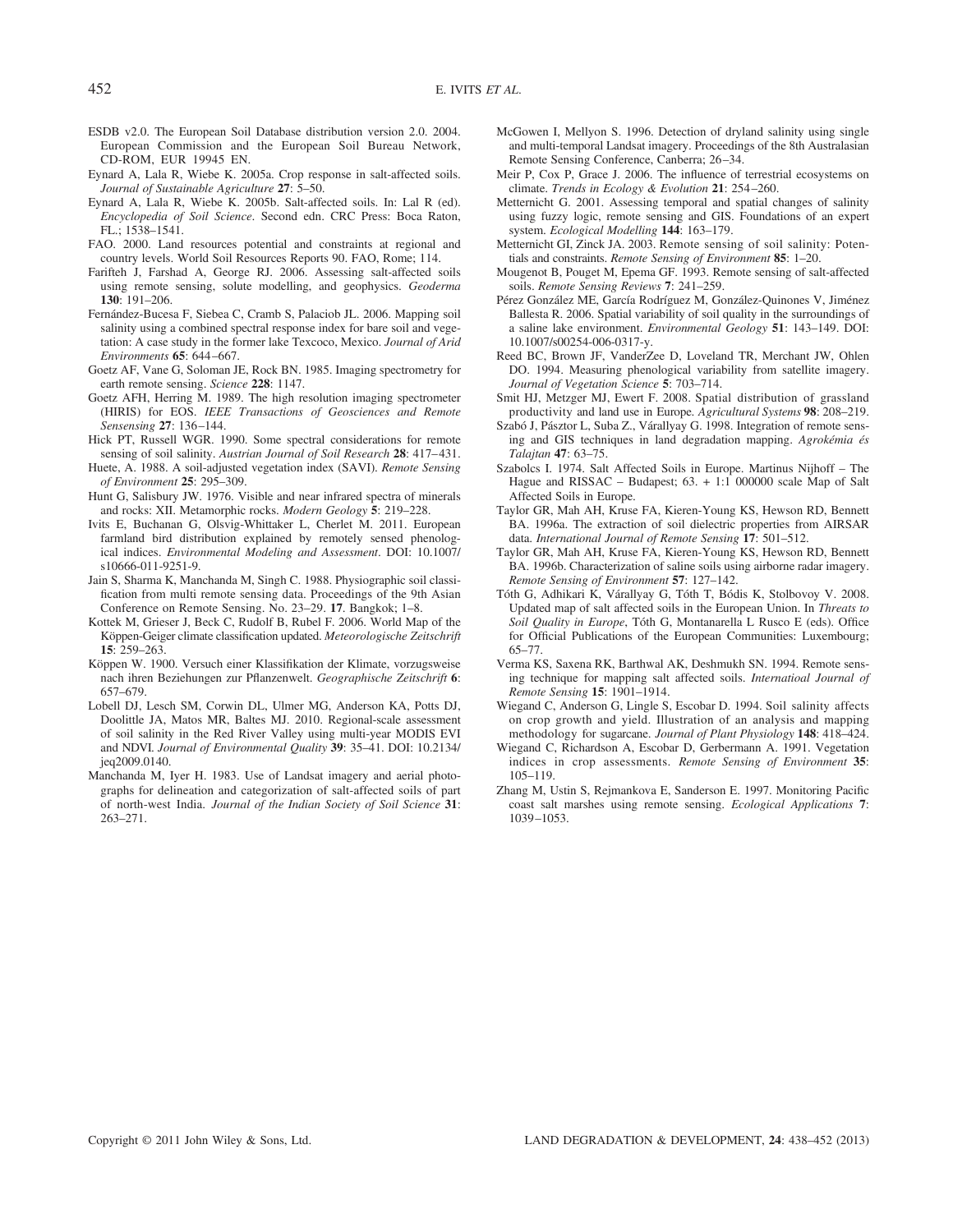ESDB v2.0. The European Soil Database distribution version 2.0. 2004. European Commission and the European Soil Bureau Network, CD-ROM, EUR 19945 EN.

Eynard A, Lala R, Wiebe K. 2005a. Crop response in salt-affected soils. *Journal of Sustainable Agriculture* **27**: 5–50.

Eynard A, Lala R, Wiebe K. 2005b. Salt-affected soils. In: Lal R (ed). *Encyclopedia of Soil Science*. Second edn. CRC Press: Boca Raton, FL.; 1538–1541.

FAO. 2000. Land resources potential and constraints at regional and country levels. World Soil Resources Reports 90. FAO, Rome; 114.

Farifteh J, Farshad A, George RJ. 2006. Assessing salt-affected soils using remote sensing, solute modelling, and geophysics. *Geoderma* **130**: 191–206.

Fernández-Bucesa F, Siebea C, Cramb S, Palaciob JL. 2006. Mapping soil salinity using a combined spectral response index for bare soil and vegetation: A case study in the former lake Texcoco, Mexico. *Journal of Arid Environments* **65**: 644–667.

Goetz AF, Vane G, Soloman JE, Rock BN. 1985. Imaging spectrometry for earth remote sensing. *Science* **228**: 1147.

Goetz AFH, Herring M. 1989. The high resolution imaging spectrometer (HIRIS) for EOS. *IEEE Transactions of Geosciences and Remote Sensensing* **27**: 136–144.

Hick PT, Russell WGR. 1990. Some spectral considerations for remote sensing of soil salinity. *Austrian Journal of Soil Research* **28**: 417–431.

Huete, A. 1988. A soil-adjusted vegetation index (SAVI). *Remote Sensing of Environment* **25**: 295–309.

Hunt G, Salisbury JW. 1976. Visible and near infrared spectra of minerals and rocks: XII. Metamorphic rocks. *Modern Geology* **5**: 219–228.

Ivits E, Buchanan G, Olsvig-Whittaker L, Cherlet M. 2011. European farmland bird distribution explained by remotely sensed phenological indices. *Environmental Modeling and Assessment*. DOI: 10.1007/s10666-011-9251-9.

Jain S, Sharma K, Manchanda M, Singh C. 1988. Physiographic soil classification from multi remote sensing data. Proceedings of the 9th Asian Conference on Remote Sensing. No. 23–29. **17**. Bangkok; 1–8.

Kottek M, Grieser J, Beck C, Rudolf B, Rubel F. 2006. World Map of the Köppen-Geiger climate classification updated. *Meteorologische Zeitschrift* **15**: 259–263.

Köppen W. 1900. Versuch einer Klassifikation der Klimate, vorzugsweise nach ihren Beziehungen zur Pflanzenwelt. *Geographische Zeitschrift* **6**: 657–679.

Lobell DJ, Lesch SM, Corwin DL, Ulmer MG, Anderson KA, Potts DJ, Doolittle JA, Matos MR, Baltes MJ. 2010. Regional-scale assessment of soil salinity in the Red River Valley using multi-year MODIS EVI and NDVI. *Journal of Environmental Quality* **39**: 35–41. DOI: 10.2134/jeq2009.0140.

Manchanda M, Iyer H. 1983. Use of Landsat imagery and aerial photographs for delineation and categorization of salt-affected soils of part of north-west India. *Journal of the Indian Society of Soil Science* **31**: 263–271.

McGowen I, Mellyon S. 1996. Detection of dryland salinity using single and multi-temporal Landsat imagery. Proceedings of the 8th Australasian Remote Sensing Conference, Canberra; 26–34.

Meir P, Cox P, Grace J. 2006. The influence of terrestrial ecosystems on climate. *Trends in Ecology & Evolution* **21**: 254–260.

Metternicht G. 2001. Assessing temporal and spatial changes of salinity using fuzzy logic, remote sensing and GIS. Foundations of an expert system. *Ecological Modelling* **144**: 163–179.

Metternicht GI, Zinck JA. 2003. Remote sensing of soil salinity: Potentials and constraints. *Remote Sensing of Environment* **85**: 1–20.

Mougenot B, Pouget M, Epema GF. 1993. Remote sensing of salt-affected soils. *Remote Sensing Reviews* **7**: 241–259.

Pérez González ME, García Rodríguez M, González-Quinones V, Jiménez Ballesta R. 2006. Spatial variability of soil quality in the surroundings of a saline lake environment. *Environmental Geology* **51**: 143–149. DOI: 10.1007/s00254-006-0317-y.

Reed BC, Brown JF, VanderZee D, Loveland TR, Merchant JW, Ohlen DO. 1994. Measuring phenological variability from satellite imagery. *Journal of Vegetation Science* **5**: 703–714.

Smit HJ, Metzger MJ, Ewert F. 2008. Spatial distribution of grassland productivity and land use in Europe. *Agricultural Systems* **98**: 208–219.

Szabó J, Pásztor L, Suba Z., Várallyay G. 1998. Integration of remote sensing and GIS techniques in land degradation mapping. *Agrokémia és Talajtan* **47**: 63–75.

Szabolcs I. 1974. Salt Affected Soils in Europe. Martinus Nijhoff – The Hague and RISSAC – Budapest; 63. + 1:1 000000 scale Map of Salt Affected Soils in Europe.

Taylor GR, Mah AH, Kruse FA, Kieren-Young KS, Hewson RD, Bennett BA. 1996a. The extraction of soil dielectric properties from AIRSAR data. *International Journal of Remote Sensing* **17**: 501–512.

Taylor GR, Mah AH, Kruse FA, Kieren-Young KS, Hewson RD, Bennett BA. 1996b. Characterization of saline soils using airborne radar imagery. *Remote Sensing of Environment* **57**: 127–142.

Tóth G, Adhikari K, Várallyay G, Tóth T, Bódis K, Stolbovoy V. 2008. Updated map of salt affected soils in the European Union. In *Threats to Soil Quality in Europe*, Tóth G, Montanarella L Rusco E (eds). Office for Official Publications of the European Communities: Luxembourg; 65–77.

Verma KS, Saxena RK, Barthwal AK, Deshmukh SN. 1994. Remote sensing technique for mapping salt affected soils. *Internatioal Journal of Remote Sensing* **15**: 1901–1914.

Wiegand C, Anderson G, Lingle S, Escobar D. 1994. Soil salinity affects on crop growth and yield. Illustration of an analysis and mapping methodology for sugarcane. *Journal of Plant Physiology* **148**: 418–424.

Wiegand C, Richardson A, Escobar D, Gerbermann A. 1991. Vegetation indices in crop assessments. *Remote Sensing of Environment* **35**: 105–119.

Zhang M, Ustin S, Rejmankova E, Sanderson E. 1997. Monitoring Pacific coast salt marshes using remote sensing. *Ecological Applications* **7**: 1039–1053.